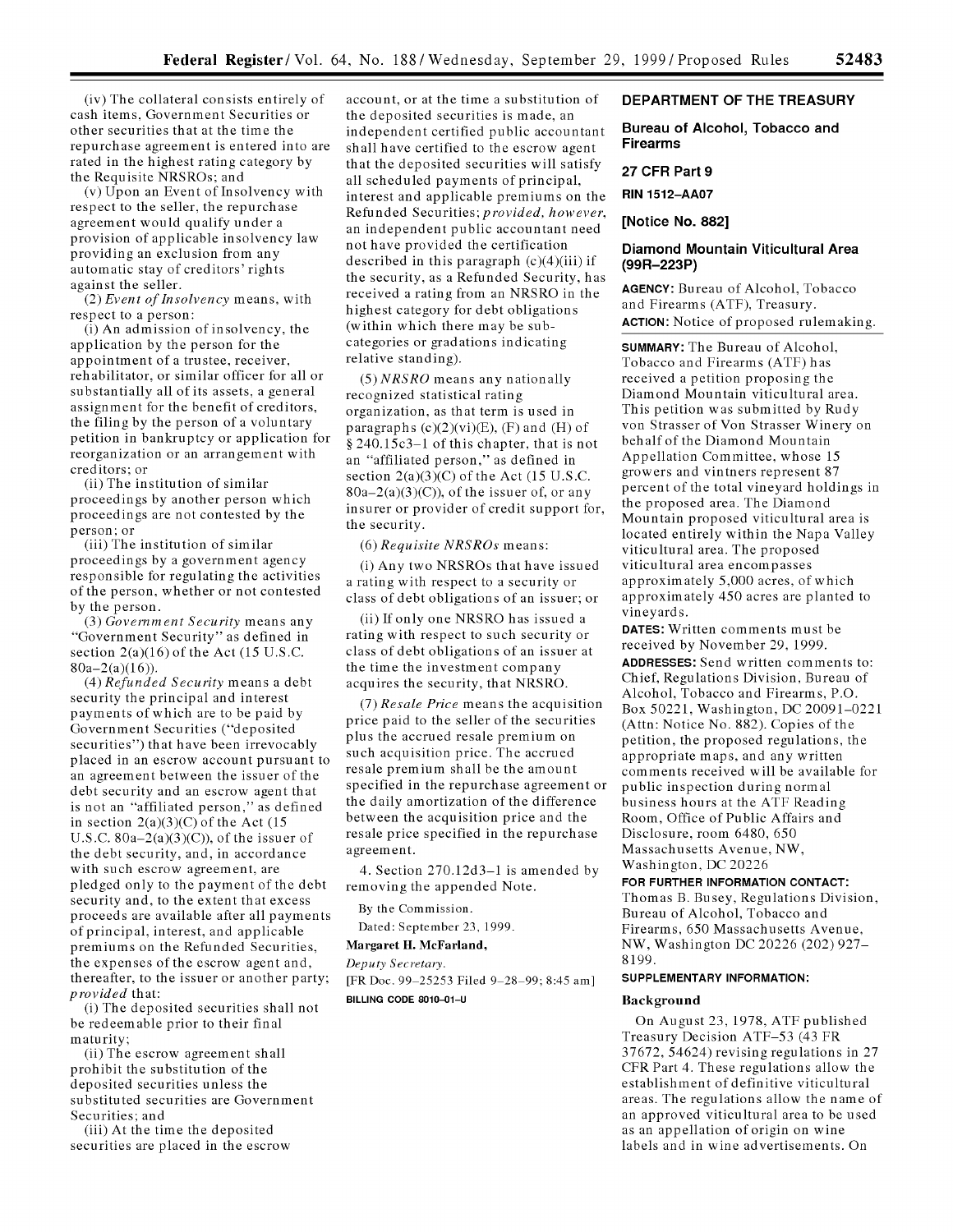(iv) The collateral consists entirely of cash items, Government Securities or other securities that at the time the repurchase agreement is entered into are rated in the highest rating category by the Requisite NRSROs; and

(v) Upon an Event of Insolvency with respect to the seller, the repurchase agreement would qualify under a provision of applicable insolvency law providing an exclusion from any automatic stay of creditors' rights against the seller.

(2) *Event of Insolvency* means, with respect to a person:

(i) An admission of insolvency, the application by the person for the appointment of a trustee, receiver, rehabilitator, or similar officer for all or substantially all of its assets, a general assignment for the benefit of creditors, the filing by the person of a voluntary petition in bankruptcy or application for reorganization or an arrangement with creditors; or

(ii) The institution of similar proceedings by another person which proceedings are not contested by the person; or

(iii) The institution of similar proceedings by a government agency responsible for regulating the activities of the person, whether or not contested by the person.

(3) *Government Security* means any "Government Security" as defined in section 2(a)(16) of the Act (15 U.S.C. 80a–2(a)(16)).

(4) *Refunded Security* means a debt security the principal and interest payments of which are to be paid by Government Securities ("deposited securities") that have been irrevocably placed in an escrow account pursuant to an agreement between the issuer of the debt security and an escrow agent that is not an "affiliated person," as defined in section 2(a)(3)(C) of the Act (15 U.S.C. 80a–2(a)(3)(C)), of the issuer of the debt security, and, in accordance with such escrow agreement, are pledged only to the payment of the debt security and, to the extent that excess proceeds are available after all payments of principal, interest, and applicable premiums on the Refunded Securities, the expenses of the escrow agent and, thereafter, to the issuer or another party; *provided* that:

(i) The deposited securities shall not be redeemable prior to their final maturity;

(ii) The escrow agreement shall prohibit the substitution of the deposited securities unless the substituted securities are Government Securities; and

(iii) At the time the deposited securities are placed in the escrow account, or at the time a substitution of the deposited securities is made, an independent certified public accountant shall have certified to the escrow agent that the deposited securities will satisfy all scheduled payments of principal, interest and applicable premiums on the Refunded Securities; *provided, however*, an independent public accountant need not have provided the certification described in this paragraph (c)(4)(iii) if the security, as a Refunded Security, has received a rating from an NRSRO in the highest category for debt obligations (within which there may be sub-categories or gradations indicating relative standing).

(5) *NRSRO* means any nationally recognized statistical rating organization, as that term is used in paragraphs (c)(2)(vi)(E), (F) and (H) of § 240.15c3–1 of this chapter, that is not an "affiliated person," as defined in section 2(a)(3)(C) of the Act (15 U.S.C. 80a–2(a)(3)(C)), of the issuer of, or any insurer or provider of credit support for, the security.

(6) *Requisite NRSROs* means:

(i) Any two NRSROs that have issued a rating with respect to a security or class of debt obligations of an issuer; or

(ii) If only one NRSRO has issued a rating with respect to such security or class of debt obligations of an issuer at the time the investment company acquires the security, that NRSRO.

(7) *Resale Price* means the acquisition price paid to the seller of the securities plus the accrued resale premium on such acquisition price. The accrued resale premium shall be the amount specified in the repurchase agreement or the daily amortization of the difference between the acquisition price and the resale price specified in the repurchase agreement.

4. Section 270.12d3–1 is amended by removing the appended Note.

By the Commission.

Dated: September 23, 1999.

**Margaret H. McFarland,**

*Deputy Secretary.*

[FR Doc. 99–25253 Filed 9–28–99; 8:45 am]

**BILLING CODE 8010–01–U**

## DEPARTMENT OF THE TREASURY

### Bureau of Alcohol, Tobacco and Firearms

### 27 CFR Part 9

### RIN 1512–AA07

### [Notice No. 882]

### Diamond Mountain Viticultural Area (99R–223P)

**AGENCY:** Bureau of Alcohol, Tobacco and Firearms (ATF), Treasury.

**ACTION:** Notice of proposed rulemaking.

**SUMMARY:** The Bureau of Alcohol, Tobacco and Firearms (ATF) has received a petition proposing the Diamond Mountain viticultural area. This petition was submitted by Rudy von Strasser of Von Strasser Winery on behalf of the Diamond Mountain Appellation Committee, whose 15 growers and vintners represent 87 percent of the total vineyard holdings in the proposed area. The Diamond Mountain proposed viticultural area is located entirely within the Napa Valley viticultural area. The proposed viticultural area encompasses approximately 5,000 acres, of which approximately 450 acres are planted to vineyards.

**DATES:** Written comments must be received by November 29, 1999.

**ADDRESSES:** Send written comments to: Chief, Regulations Division, Bureau of Alcohol, Tobacco and Firearms, P.O. Box 50221, Washington, DC 20091–0221 (Attn: Notice No. 882). Copies of the petition, the proposed regulations, the appropriate maps, and any written comments received will be available for public inspection during normal business hours at the ATF Reading Room, Office of Public Affairs and Disclosure, room 6480, 650 Massachusetts Avenue, NW, Washington, DC 20226

**FOR FURTHER INFORMATION CONTACT:** Thomas B. Busey, Regulations Division, Bureau of Alcohol, Tobacco and Firearms, 650 Massachusetts Avenue, NW, Washington DC 20226 (202) 927–8199.

**SUPPLEMENTARY INFORMATION:**

**Background**

On August 23, 1978, ATF published Treasury Decision ATF–53 (43 FR 37672, 54624) revising regulations in 27 CFR Part 4. These regulations allow the establishment of definitive viticultural areas. The regulations allow the name of an approved viticultural area to be used as an appellation of origin on wine labels and in wine advertisements. On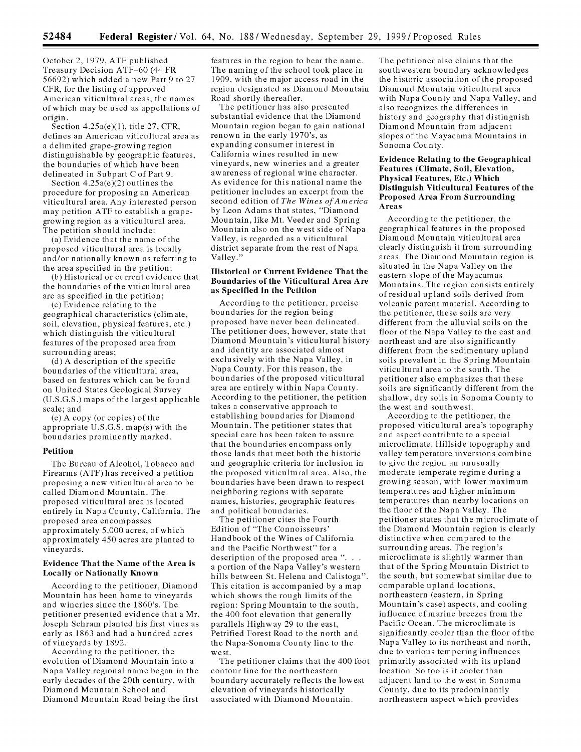October 2, 1979, ATF published Treasury Decision ATF–60 (44 FR 56692) which added a new Part 9 to 27 CFR, for the listing of approved American viticultural areas, the names of which may be used as appellations of origin.

Section 4.25a(e)(1), title 27, CFR, defines an American viticultural area as a delimited grape-growing region distinguishable by geographic features, the boundaries of which have been delineated in Subpart C of Part 9.

Section 4.25a(e)(2) outlines the procedure for proposing an American viticultural area. Any interested person may petition ATF to establish a grape-growing region as a viticultural area. The petition should include:

(a) Evidence that the name of the proposed viticultural area is locally and/or nationally known as referring to the area specified in the petition;

(b) Historical or current evidence that the boundaries of the viticultural area are as specified in the petition;

(c) Evidence relating to the geographical characteristics (climate, soil, elevation, physical features, etc.) which distinguish the viticultural features of the proposed area from surrounding areas;

(d) A description of the specific boundaries of the viticultural area, based on features which can be found on United States Geological Survey (U.S.G.S.) maps of the largest applicable scale; and

(e) A copy (or copies) of the appropriate U.S.G.S. map(s) with the boundaries prominently marked.

## Petition

The Bureau of Alcohol, Tobacco and Firearms (ATF) has received a petition proposing a new viticultural area to be called Diamond Mountain. The proposed viticultural area is located entirely in Napa County, California. The proposed area encompasses approximately 5,000 acres, of which approximately 450 acres are planted to vineyards.

## Evidence That the Name of the Area is Locally or Nationally Known

According to the petitioner, Diamond Mountain has been home to vineyards and wineries since the 1860's. The petitioner presented evidence that a Mr. Joseph Schram planted his first vines as early as 1863 and had a hundred acres of vineyards by 1892.

According to the petitioner, the evolution of Diamond Mountain into a Napa Valley regional name began in the early decades of the 20th century, with Diamond Mountain School and Diamond Mountain Road being the first features in the region to bear the name. The naming of the school took place in 1909, with the major access road in the region designated as Diamond Mountain Road shortly thereafter.

The petitioner has also presented substantial evidence that the Diamond Mountain region began to gain national renown in the early 1970's, as expanding consumer interest in California wines resulted in new vineyards, new wineries and a greater awareness of regional wine character. As evidence for this national name the petitioner includes an excerpt from the second edition of *The Wines of America* by Leon Adams that states, "Diamond Mountain, like Mt. Veeder and Spring Mountain also on the west side of Napa Valley, is regarded as a viticultural district separate from the rest of Napa Valley."

## Historical or Current Evidence That the Boundaries of the Viticultural Area Are as Specified in the Petition

According to the petitioner, precise boundaries for the region being proposed have never been delineated. The petitioner does, however, state that Diamond Mountain's viticultural history and identity are associated almost exclusively with the Napa Valley, in Napa County. For this reason, the boundaries of the proposed viticultural area are entirely within Napa County. According to the petitioner, the petition takes a conservative approach to establishing boundaries for Diamond Mountain. The petitioner states that special care has been taken to assure that the boundaries encompass only those lands that meet both the historic and geographic criteria for inclusion in the proposed viticultural area. Also, the boundaries have been drawn to respect neighboring regions with separate names, histories, geographic features and political boundaries.

The petitioner cites the Fourth Edition of "The Connoisseurs' Handbook of the Wines of California and the Pacific Northwest" for a description of the proposed area ". . . a portion of the Napa Valley's western hills between St. Helena and Calistoga". This citation is accompanied by a map which shows the rough limits of the region: Spring Mountain to the south, the 400 foot elevation that generally parallels Highway 29 to the east, Petrified Forest Road to the north and the Napa-Sonoma County line to the west.

The petitioner claims that the 400 foot contour line for the northeastern boundary accurately reflects the lowest elevation of vineyards historically associated with Diamond Mountain. The petitioner also claims that the southwestern boundary acknowledges the historic association of the proposed Diamond Mountain viticultural area with Napa County and Napa Valley, and also recognizes the differences in history and geography that distinguish Diamond Mountain from adjacent slopes of the Mayacama Mountains in Sonoma County.

## Evidence Relating to the Geographical Features (Climate, Soil, Elevation, Physical Features, Etc.) Which Distinguish Viticultural Features of the Proposed Area From Surrounding Areas

According to the petitioner, the geographical features in the proposed Diamond Mountain viticultural area clearly distinguish it from surrounding areas. The Diamond Mountain region is situated in the Napa Valley on the eastern slope of the Mayacamas Mountains. The region consists entirely of residual upland soils derived from volcanic parent material. According to the petitioner, these soils are very different from the alluvial soils on the floor of the Napa Valley to the east and northeast and are also significantly different from the sedimentary upland soils prevalent in the Spring Mountain viticultural area to the south. The petitioner also emphasizes that these soils are significantly different from the shallow, dry soils in Sonoma County to the west and southwest.

According to the petitioner, the proposed viticultural area's topography and aspect contribute to a special microclimate. Hillside topography and valley temperature inversions combine to give the region an unusually moderate temperate regime during a growing season, with lower maximum temperatures and higher minimum temperatures than nearby locations on the floor of the Napa Valley. The petitioner states that the microclimate of the Diamond Mountain region is clearly distinctive when compared to the surrounding areas. The region's microclimate is slightly warmer than that of the Spring Mountain District to the south, but somewhat similar due to comparable upland locations, northeastern (eastern, in Spring Mountain's case) aspects, and cooling influence of marine breezes from the Pacific Ocean. The microclimate is significantly cooler than the floor of the Napa Valley to its northeast and north, due to various tempering influences primarily associated with its upland location. So too is it cooler than adjacent land to the west in Sonoma County, due to its predominantly northeastern aspect which provides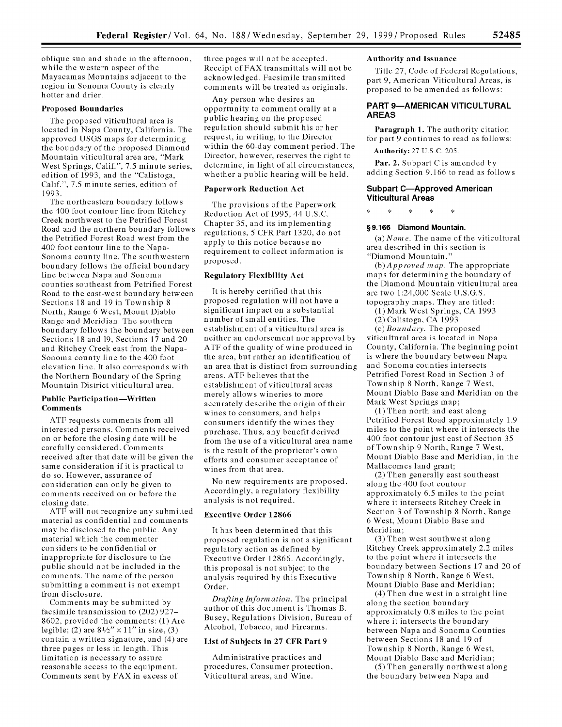oblique sun and shade in the afternoon, while the western aspect of the Mayacamas Mountains adjacent to the region in Sonoma County is clearly hotter and drier.

**Proposed Boundaries**

The proposed viticultural area is located in Napa County, California. The approved USGS maps for determining the boundary of the proposed Diamond Mountain viticultural area are, "Mark West Springs, Calif.", 7.5 minute series, edition of 1993, and the "Calistoga, Calif.", 7.5 minute series, edition of 1993.

The northeastern boundary follows the 400 foot contour line from Ritchey Creek northwest to the Petrified Forest Road and the northern boundary follows the Petrified Forest Road west from the 400 foot contour line to the Napa-Sonoma county line. The southwestern boundary follows the official boundary line between Napa and Sonoma counties southeast from Petrified Forest Road to the east-west boundary between Sections 18 and 19 in Township 8 North, Range 6 West, Mount Diablo Range and Meridian. The southern boundary follows the boundary between Sections 18 and l9, Sections 17 and 20 and Ritchey Creek east from the Napa-Sonoma county line to the 400 foot elevation line. It also corresponds with the Northern Boundary of the Spring Mountain District viticultural area.

**Public Participation—Written Comments**

ATF requests comments from all interested persons. Comments received on or before the closing date will be carefully considered. Comments received after that date will be given the same consideration if it is practical to do so. However, assurance of consideration can only be given to comments received on or before the closing date.

ATF will not recognize any submitted material as confidential and comments may be disclosed to the public. Any material which the commenter considers to be confidential or inappropriate for disclosure to the public should not be included in the comments. The name of the person submitting a comment is not exempt from disclosure.

Comments may be submitted by facsimile transmission to (202) 927-8602, provided the comments: (1) Are legible; (2) are 8½″ × 11″ in size, (3) contain a written signature, and (4) are three pages or less in length. This limitation is necessary to assure reasonable access to the equipment. Comments sent by FAX in excess of three pages will not be accepted. Receipt of FAX transmittals will not be acknowledged. Facsimile transmitted comments will be treated as originals.

Any person who desires an opportunity to comment orally at a public hearing on the proposed regulation should submit his or her request, in writing, to the Director within the 60-day comment period. The Director, however, reserves the right to determine, in light of all circumstances, whether a public hearing will be held.

**Paperwork Reduction Act**

The provisions of the Paperwork Reduction Act of 1995, 44 U.S.C. Chapter 35, and its implementing regulations, 5 CFR Part 1320, do not apply to this notice because no requirement to collect information is proposed.

**Regulatory Flexibility Act**

It is hereby certified that this proposed regulation will not have a significant impact on a substantial number of small entities. The establishment of a viticultural area is neither an endorsement nor approval by ATF of the quality of wine produced in the area, but rather an identification of an area that is distinct from surrounding areas. ATF believes that the establishment of viticultural areas merely allows wineries to more accurately describe the origin of their wines to consumers, and helps consumers identify the wines they purchase. Thus, any benefit derived from the use of a viticultural area name is the result of the proprietor's own efforts and consumer acceptance of wines from that area.

No new requirements are proposed. Accordingly, a regulatory flexibility analysis is not required.

**Executive Order 12866**

It has been determined that this proposed regulation is not a significant regulatory action as defined by Executive Order 12866. Accordingly, this proposal is not subject to the analysis required by this Executive Order.

*Drafting Information.* The principal author of this document is Thomas B. Busey, Regulations Division, Bureau of Alcohol, Tobacco, and Firearms.

**List of Subjects in 27 CFR Part 9**

Administrative practices and procedures, Consumer protection, Viticultural areas, and Wine.

**Authority and Issuance**

Title 27, Code of Federal Regulations, part 9, American Viticultural Areas, is proposed to be amended as follows:

## PART 9—AMERICAN VITICULTURAL AREAS

**Paragraph 1.** The authority citation for part 9 continues to read as follows:

**Authority:** 27 U.S.C. 205.

**Par. 2.** Subpart C is amended by adding Section 9.166 to read as follows

### Subpart C—Approved American Viticultural Areas

\* \* \* \* \*

**§ 9.166 Diamond Mountain.**

(a) *Name.* The name of the viticultural area described in this section is "Diamond Mountain."

(b) *Approved map.* The appropriate maps for determining the boundary of the Diamond Mountain viticultural area are two 1:24,000 Scale U.S.G.S. topography maps. They are titled:

(1) Mark West Springs, CA 1993

(2) Calistoga, CA 1993

(c) *Boundary.* The proposed viticultural area is located in Napa County, California. The beginning point is where the boundary between Napa and Sonoma counties intersects Petrified Forest Road in Section 3 of Township 8 North, Range 7 West, Mount Diablo Base and Meridian on the Mark West Springs map;

(1) Then north and east along Petrified Forest Road approximately 1.9 miles to the point where it intersects the 400 foot contour just east of Section 35 of Township 9 North, Range 7 West, Mount Diablo Base and Meridian, in the Mallacomes land grant;

(2) Then generally east southeast along the 400 foot contour approximately 6.5 miles to the point where it intersects Ritchey Creek in Section 3 of Township 8 North, Range 6 West, Mount Diablo Base and Meridian;

(3) Then west southwest along Ritchey Creek approximately 2.2 miles to the point where it intersects the boundary between Sections 17 and 20 of Township 8 North, Range 6 West, Mount Diablo Base and Meridian;

(4) Then due west in a straight line along the section boundary approximately 0.8 miles to the point where it intersects the boundary between Napa and Sonoma Counties between Sections 18 and 19 of Township 8 North, Range 6 West, Mount Diablo Base and Meridian;

(5) Then generally northwest along the boundary between Napa and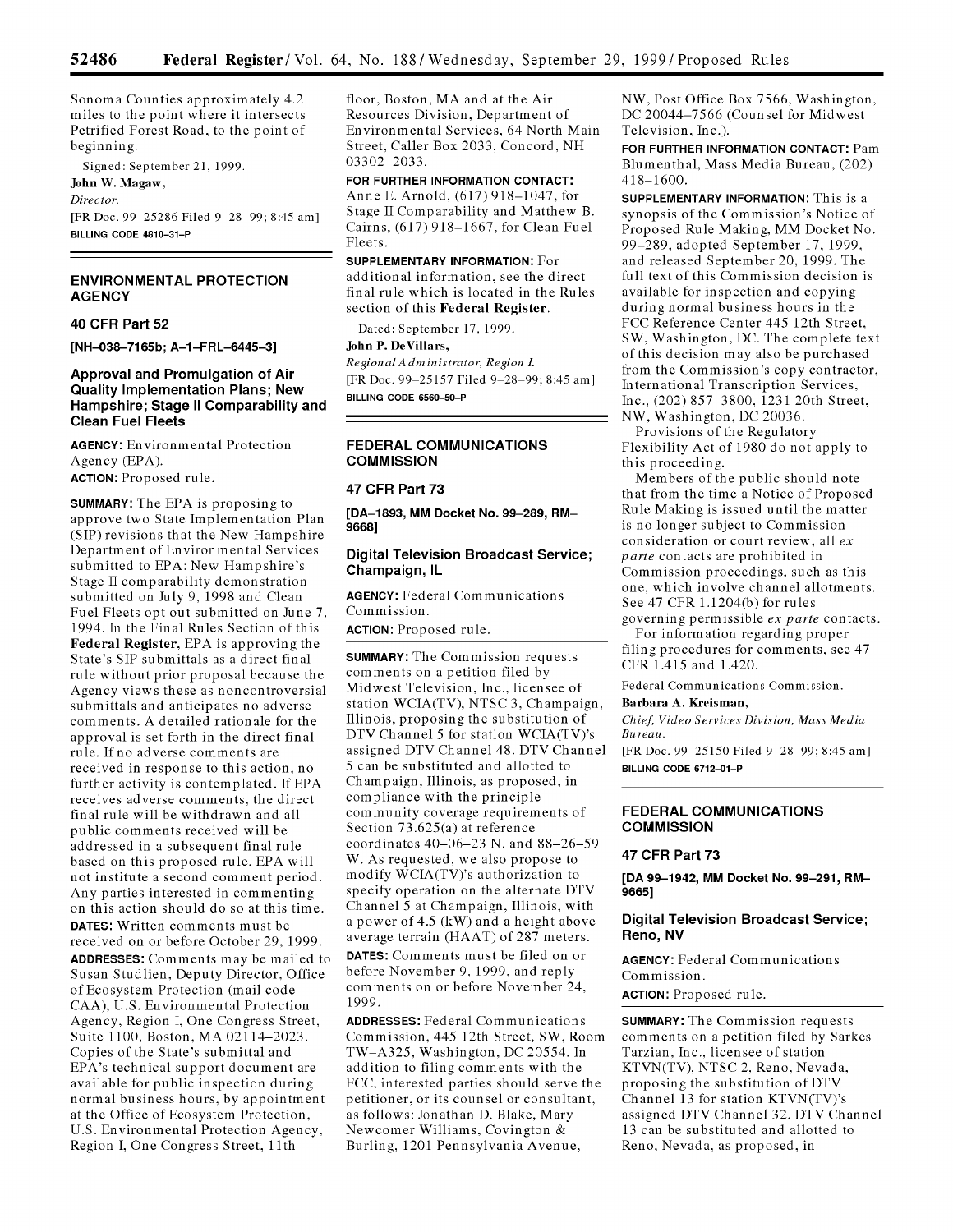Sonoma Counties approximately 4.2 miles to the point where it intersects Petrified Forest Road, to the point of beginning.

Signed: September 21, 1999.

**John W. Magaw,**

*Director.*

[FR Doc. 99–25286 Filed 9–28–99; 8:45 am]

**BILLING CODE 4810–31–P**

## ENVIRONMENTAL PROTECTION AGENCY

### 40 CFR Part 52

**[NH–038–7165b; A–1–FRL–6445–3]**

### Approval and Promulgation of Air Quality Implementation Plans; New Hampshire; Stage II Comparability and Clean Fuel Fleets

**AGENCY:** Environmental Protection Agency (EPA).

**ACTION:** Proposed rule.

**SUMMARY:** The EPA is proposing to approve two State Implementation Plan (SIP) revisions that the New Hampshire Department of Environmental Services submitted to EPA: New Hampshire's Stage II comparability demonstration submitted on July 9, 1998 and Clean Fuel Fleets opt out submitted on June 7, 1994. In the Final Rules Section of this **Federal Register**, EPA is approving the State's SIP submittals as a direct final rule without prior proposal because the Agency views these as noncontroversial submittals and anticipates no adverse comments. A detailed rationale for the approval is set forth in the direct final rule. If no adverse comments are received in response to this action, no further activity is contemplated. If EPA receives adverse comments, the direct final rule will be withdrawn and all public comments received will be addressed in a subsequent final rule based on this proposed rule. EPA will not institute a second comment period. Any parties interested in commenting on this action should do so at this time.

**DATES:** Written comments must be received on or before October 29, 1999.

**ADDRESSES:** Comments may be mailed to Susan Studlien, Deputy Director, Office of Ecosystem Protection (mail code CAA), U.S. Environmental Protection Agency, Region I, One Congress Street, Suite 1100, Boston, MA 02114–2023. Copies of the State's submittal and EPA's technical support document are available for public inspection during normal business hours, by appointment at the Office of Ecosystem Protection, U.S. Environmental Protection Agency, Region I, One Congress Street, 11th floor, Boston, MA and at the Air Resources Division, Department of Environmental Services, 64 North Main Street, Caller Box 2033, Concord, NH 03302–2033.

**FOR FURTHER INFORMATION CONTACT:** Anne E. Arnold, (617) 918–1047, for Stage II Comparability and Matthew B. Cairns, (617) 918–1667, for Clean Fuel Fleets.

**SUPPLEMENTARY INFORMATION:** For additional information, see the direct final rule which is located in the Rules section of this **Federal Register**.

Dated: September 17, 1999.

**John P. DeVillars,**

*Regional Administrator, Region I.*

[FR Doc. 99–25157 Filed 9–28–99; 8:45 am]

**BILLING CODE 6560–50–P**

## FEDERAL COMMUNICATIONS COMMISSION

### 47 CFR Part 73

**[DA–1893, MM Docket No. 99–289, RM–9668]**

### Digital Television Broadcast Service; Champaign, IL

**AGENCY:** Federal Communications Commission.

**ACTION:** Proposed rule.

**SUMMARY:** The Commission requests comments on a petition filed by Midwest Television, Inc., licensee of station WCIA(TV), NTSC 3, Champaign, Illinois, proposing the substitution of DTV Channel 5 for station WCIA(TV)'s assigned DTV Channel 48. DTV Channel 5 can be substituted and allotted to Champaign, Illinois, as proposed, in compliance with the principle community coverage requirements of Section 73.625(a) at reference coordinates 40–06–23 N. and 88–26–59 W. As requested, we also propose to modify WCIA(TV)'s authorization to specify operation on the alternate DTV Channel 5 at Champaign, Illinois, with a power of 4.5 (kW) and a height above average terrain (HAAT) of 287 meters.

**DATES:** Comments must be filed on or before November 9, 1999, and reply comments on or before November 24, 1999.

**ADDRESSES:** Federal Communications Commission, 445 12th Street, SW, Room TW–A325, Washington, DC 20554. In addition to filing comments with the FCC, interested parties should serve the petitioner, or its counsel or consultant, as follows: Jonathan D. Blake, Mary Newcomer Williams, Covington & Burling, 1201 Pennsylvania Avenue, NW, Post Office Box 7566, Washington, DC 20044–7566 (Counsel for Midwest Television, Inc.).

**FOR FURTHER INFORMATION CONTACT:** Pam Blumenthal, Mass Media Bureau, (202) 418–1600.

**SUPPLEMENTARY INFORMATION:** This is a synopsis of the Commission's Notice of Proposed Rule Making, MM Docket No. 99–289, adopted September 17, 1999, and released September 20, 1999. The full text of this Commission decision is available for inspection and copying during normal business hours in the FCC Reference Center 445 12th Street, SW, Washington, DC. The complete text of this decision may also be purchased from the Commission's copy contractor, International Transcription Services, Inc., (202) 857–3800, 1231 20th Street, NW, Washington, DC 20036.

Provisions of the Regulatory Flexibility Act of 1980 do not apply to this proceeding.

Members of the public should note that from the time a Notice of Proposed Rule Making is issued until the matter is no longer subject to Commission consideration or court review, all *ex parte* contacts are prohibited in Commission proceedings, such as this one, which involve channel allotments. See 47 CFR 1.1204(b) for rules governing permissible *ex parte* contacts.

For information regarding proper filing procedures for comments, see 47 CFR 1.415 and 1.420.

Federal Communications Commission.

**Barbara A. Kreisman,**

*Chief, Video Services Division, Mass Media Bureau.*

[FR Doc. 99–25150 Filed 9–28–99; 8:45 am]

**BILLING CODE 6712–01–P**

## FEDERAL COMMUNICATIONS COMMISSION

### 47 CFR Part 73

**[DA 99–1942, MM Docket No. 99–291, RM–9665]**

### Digital Television Broadcast Service; Reno, NV

**AGENCY:** Federal Communications Commission.

**ACTION:** Proposed rule.

**SUMMARY:** The Commission requests comments on a petition filed by Sarkes Tarzian, Inc., licensee of station KTVN(TV), NTSC 2, Reno, Nevada, proposing the substitution of DTV Channel 13 for station KTVN(TV)'s assigned DTV Channel 32. DTV Channel 13 can be substituted and allotted to Reno, Nevada, as proposed, in